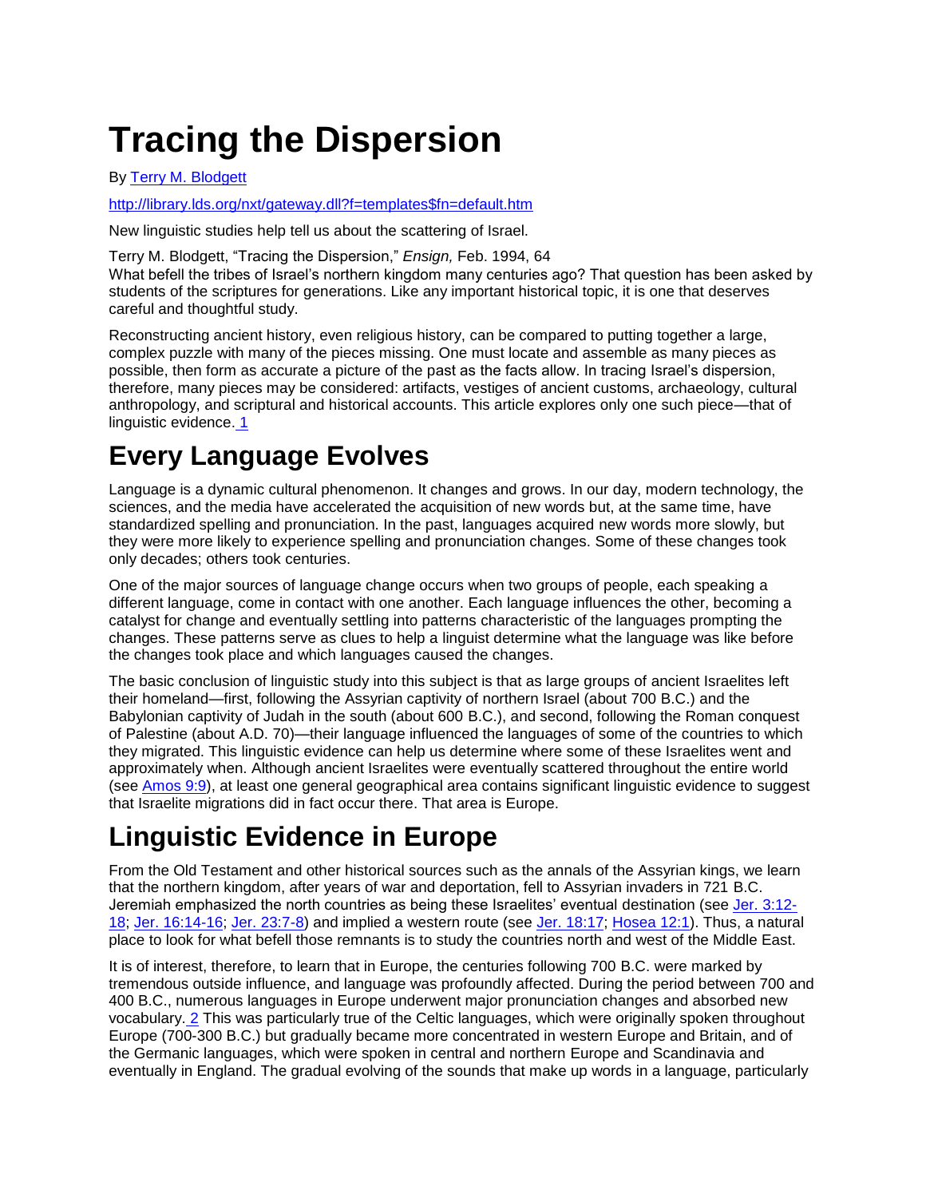# Tracing the Dispersion

By Terry M. Blodgett

http://library.lds.org/nxt/gateway.dll?f=templates$fn=default.htm

New linguistic studies help tell us about the scattering of Israel.

Terry M. Blodgett, "Tracing the Dispersion," *Ensign,* Feb. 1994, 64

What befell the tribes of Israel's northern kingdom many centuries ago? That question has been asked by students of the scriptures for generations. Like any important historical topic, it is one that deserves careful and thoughtful study.

Reconstructing ancient history, even religious history, can be compared to putting together a large, complex puzzle with many of the pieces missing. One must locate and assemble as many pieces as possible, then form as accurate a picture of the past as the facts allow. In tracing Israel's dispersion, therefore, many pieces may be considered: artifacts, vestiges of ancient customs, archaeology, cultural anthropology, and scriptural and historical accounts. This article explores only one such piece—that of linguistic evidence. 1

## Every Language Evolves

Language is a dynamic cultural phenomenon. It changes and grows. In our day, modern technology, the sciences, and the media have accelerated the acquisition of new words but, at the same time, have standardized spelling and pronunciation. In the past, languages acquired new words more slowly, but they were more likely to experience spelling and pronunciation changes. Some of these changes took only decades; others took centuries.

One of the major sources of language change occurs when two groups of people, each speaking a different language, come in contact with one another. Each language influences the other, becoming a catalyst for change and eventually settling into patterns characteristic of the languages prompting the changes. These patterns serve as clues to help a linguist determine what the language was like before the changes took place and which languages caused the changes.

The basic conclusion of linguistic study into this subject is that as large groups of ancient Israelites left their homeland—first, following the Assyrian captivity of northern Israel (about 700 B.C.) and the Babylonian captivity of Judah in the south (about 600 B.C.), and second, following the Roman conquest of Palestine (about A.D. 70)—their language influenced the languages of some of the countries to which they migrated. This linguistic evidence can help us determine where some of these Israelites went and approximately when. Although ancient Israelites were eventually scattered throughout the entire world (see Amos 9:9), at least one general geographical area contains significant linguistic evidence to suggest that Israelite migrations did in fact occur there. That area is Europe.

## Linguistic Evidence in Europe

From the Old Testament and other historical sources such as the annals of the Assyrian kings, we learn that the northern kingdom, after years of war and deportation, fell to Assyrian invaders in 721 B.C. Jeremiah emphasized the north countries as being these Israelites' eventual destination (see Jer. 3:12-18; Jer. 16:14-16; Jer. 23:7-8) and implied a western route (see Jer. 18:17; Hosea 12:1). Thus, a natural place to look for what befell those remnants is to study the countries north and west of the Middle East.

It is of interest, therefore, to learn that in Europe, the centuries following 700 B.C. were marked by tremendous outside influence, and language was profoundly affected. During the period between 700 and 400 B.C., numerous languages in Europe underwent major pronunciation changes and absorbed new vocabulary. 2 This was particularly true of the Celtic languages, which were originally spoken throughout Europe (700-300 B.C.) but gradually became more concentrated in western Europe and Britain, and of the Germanic languages, which were spoken in central and northern Europe and Scandinavia and eventually in England. The gradual evolving of the sounds that make up words in a language, particularly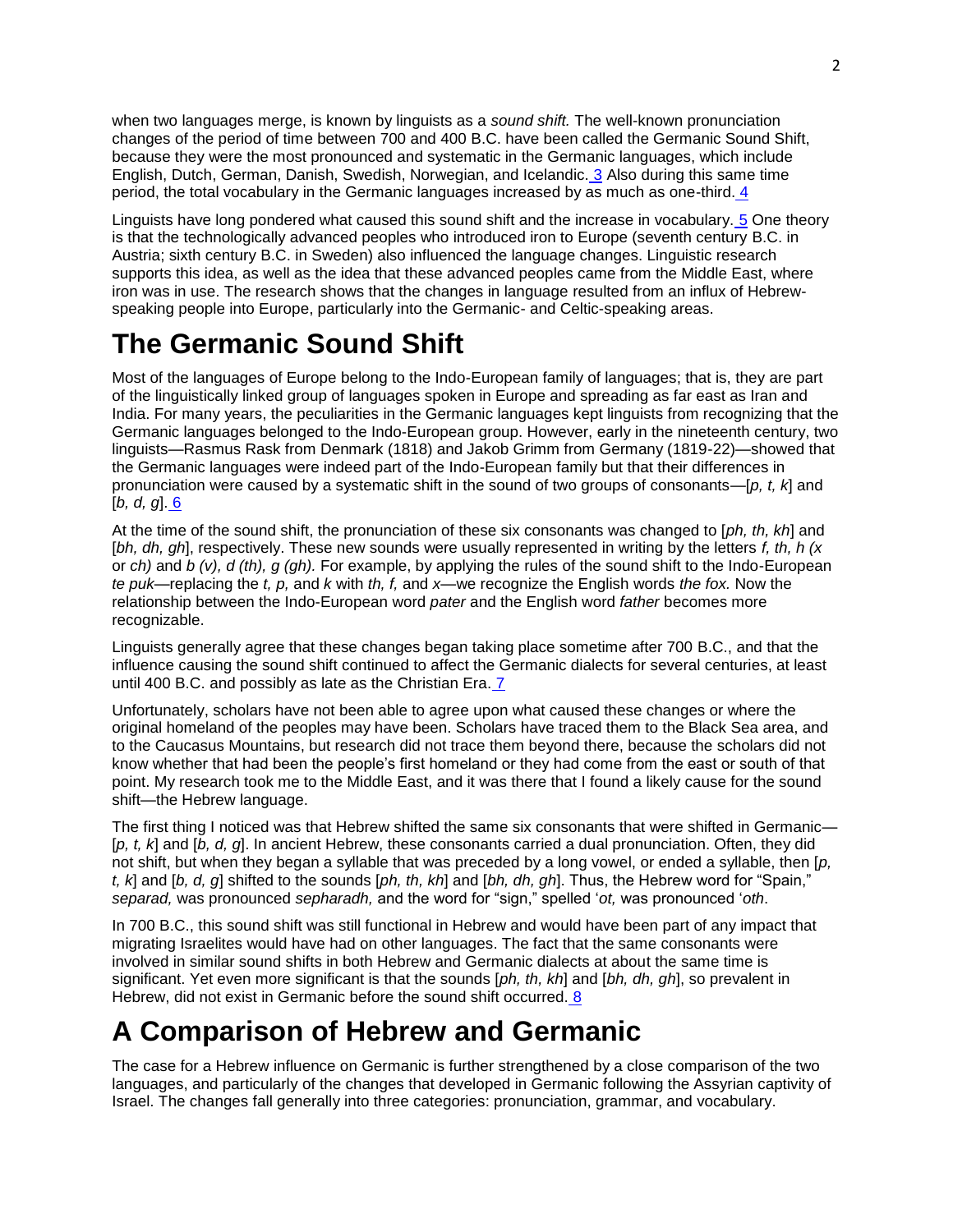when two languages merge, is known by linguists as a *sound shift.* The well-known pronunciation changes of the period of time between 700 and 400 B.C. have been called the Germanic Sound Shift, because they were the most pronounced and systematic in the Germanic languages, which include English, Dutch, German, Danish, Swedish, Norwegian, and Icelandic. [3] Also during this same time period, the total vocabulary in the Germanic languages increased by as much as one-third. [4]

Linguists have long pondered what caused this sound shift and the increase in vocabulary. [5] One theory is that the technologically advanced peoples who introduced iron to Europe (seventh century B.C. in Austria; sixth century B.C. in Sweden) also influenced the language changes. Linguistic research supports this idea, as well as the idea that these advanced peoples came from the Middle East, where iron was in use. The research shows that the changes in language resulted from an influx of Hebrew-speaking people into Europe, particularly into the Germanic- and Celtic-speaking areas.

# The Germanic Sound Shift

Most of the languages of Europe belong to the Indo-European family of languages; that is, they are part of the linguistically linked group of languages spoken in Europe and spreading as far east as Iran and India. For many years, the peculiarities in the Germanic languages kept linguists from recognizing that the Germanic languages belonged to the Indo-European group. However, early in the nineteenth century, two linguists—Rasmus Rask from Denmark (1818) and Jakob Grimm from Germany (1819-22)—showed that the Germanic languages were indeed part of the Indo-European family but that their differences in pronunciation were caused by a systematic shift in the sound of two groups of consonants—[*p, t, k*] and [*b, d, g*]. [6]

At the time of the sound shift, the pronunciation of these six consonants was changed to [*ph, th, kh*] and [*bh, dh, gh*], respectively. These new sounds were usually represented in writing by the letters *f, th, h (x* or *ch)* and *b (v), d (th), g (gh).* For example, by applying the rules of the sound shift to the Indo-European *te puk*—replacing the *t, p,* and *k* with *th, f,* and *x*—we recognize the English words *the fox.* Now the relationship between the Indo-European word *pater* and the English word *father* becomes more recognizable.

Linguists generally agree that these changes began taking place sometime after 700 B.C., and that the influence causing the sound shift continued to affect the Germanic dialects for several centuries, at least until 400 B.C. and possibly as late as the Christian Era. [7]

Unfortunately, scholars have not been able to agree upon what caused these changes or where the original homeland of the peoples may have been. Scholars have traced them to the Black Sea area, and to the Caucasus Mountains, but research did not trace them beyond there, because the scholars did not know whether that had been the people's first homeland or they had come from the east or south of that point. My research took me to the Middle East, and it was there that I found a likely cause for the sound shift—the Hebrew language.

The first thing I noticed was that Hebrew shifted the same six consonants that were shifted in Germanic—[*p, t, k*] and [*b, d, g*]. In ancient Hebrew, these consonants carried a dual pronunciation. Often, they did not shift, but when they began a syllable that was preceded by a long vowel, or ended a syllable, then [*p, t, k*] and [*b, d, g*] shifted to the sounds [*ph, th, kh*] and [*bh, dh, gh*]. Thus, the Hebrew word for "Spain," *separad,* was pronounced *sepharadh,* and the word for "sign," spelled '*ot,* was pronounced '*oth*.

In 700 B.C., this sound shift was still functional in Hebrew and would have been part of any impact that migrating Israelites would have had on other languages. The fact that the same consonants were involved in similar sound shifts in both Hebrew and Germanic dialects at about the same time is significant. Yet even more significant is that the sounds [*ph, th, kh*] and [*bh, dh, gh*], so prevalent in Hebrew, did not exist in Germanic before the sound shift occurred. [8]

# A Comparison of Hebrew and Germanic

The case for a Hebrew influence on Germanic is further strengthened by a close comparison of the two languages, and particularly of the changes that developed in Germanic following the Assyrian captivity of Israel. The changes fall generally into three categories: pronunciation, grammar, and vocabulary.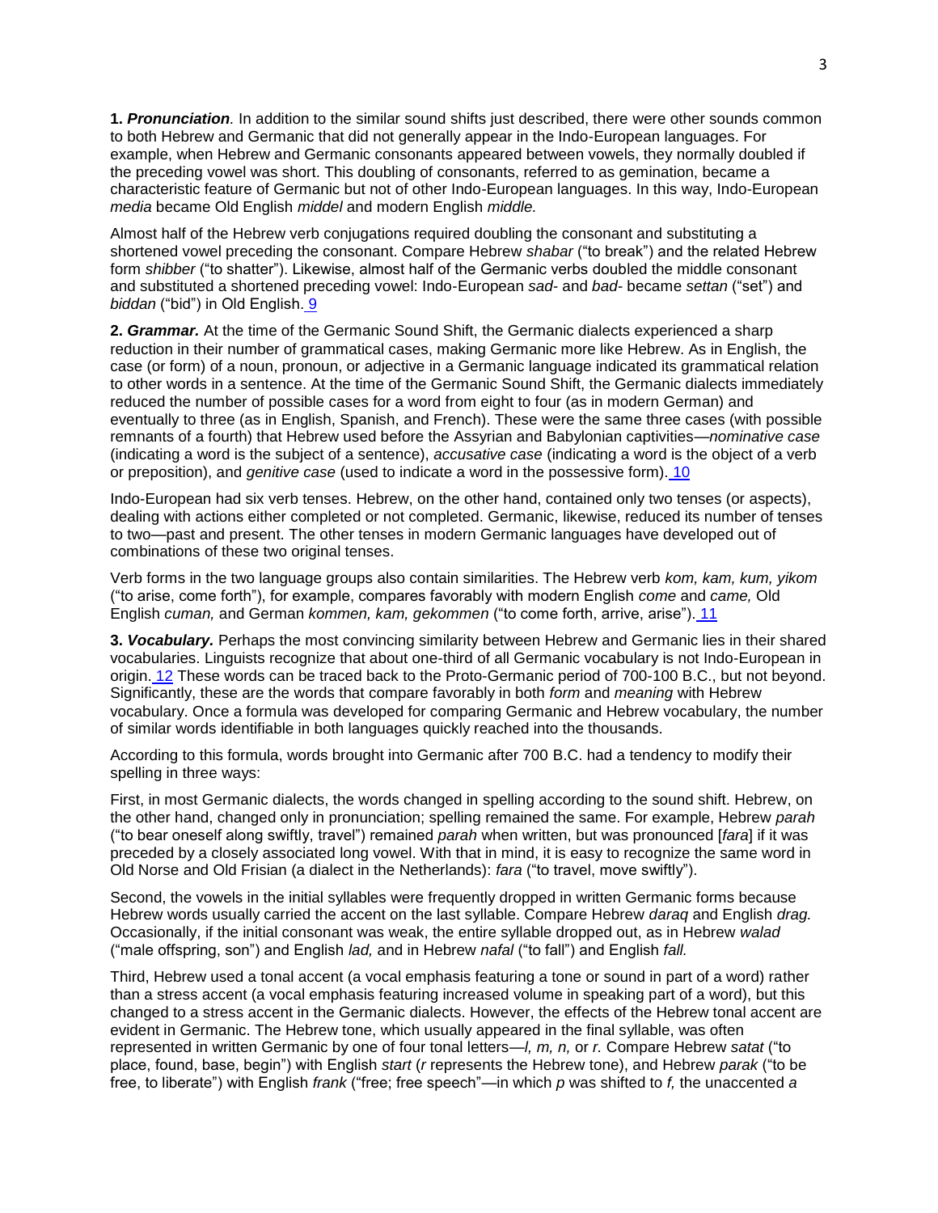**1.** ***Pronunciation.*** In addition to the similar sound shifts just described, there were other sounds common to both Hebrew and Germanic that did not generally appear in the Indo-European languages. For example, when Hebrew and Germanic consonants appeared between vowels, they normally doubled if the preceding vowel was short. This doubling of consonants, referred to as gemination, became a characteristic feature of Germanic but not of other Indo-European languages. In this way, Indo-European *media* became Old English *middel* and modern English *middle.*

Almost half of the Hebrew verb conjugations required doubling the consonant and substituting a shortened vowel preceding the consonant. Compare Hebrew *shabar* ("to break") and the related Hebrew form *shibber* ("to shatter"). Likewise, almost half of the Germanic verbs doubled the middle consonant and substituted a shortened preceding vowel: Indo-European *sad-* and *bad-* became *settan* ("set") and *biddan* ("bid") in Old English. 9

**2.** ***Grammar.*** At the time of the Germanic Sound Shift, the Germanic dialects experienced a sharp reduction in their number of grammatical cases, making Germanic more like Hebrew. As in English, the case (or form) of a noun, pronoun, or adjective in a Germanic language indicated its grammatical relation to other words in a sentence. At the time of the Germanic Sound Shift, the Germanic dialects immediately reduced the number of possible cases for a word from eight to four (as in modern German) and eventually to three (as in English, Spanish, and French). These were the same three cases (with possible remnants of a fourth) that Hebrew used before the Assyrian and Babylonian captivities—*nominative case* (indicating a word is the subject of a sentence), *accusative case* (indicating a word is the object of a verb or preposition), and *genitive case* (used to indicate a word in the possessive form). 10

Indo-European had six verb tenses. Hebrew, on the other hand, contained only two tenses (or aspects), dealing with actions either completed or not completed. Germanic, likewise, reduced its number of tenses to two—past and present. The other tenses in modern Germanic languages have developed out of combinations of these two original tenses.

Verb forms in the two language groups also contain similarities. The Hebrew verb *kom, kam, kum, yikom* ("to arise, come forth"), for example, compares favorably with modern English *come* and *came,* Old English *cuman,* and German *kommen, kam, gekommen* ("to come forth, arrive, arise"). 11

**3.** ***Vocabulary.*** Perhaps the most convincing similarity between Hebrew and Germanic lies in their shared vocabularies. Linguists recognize that about one-third of all Germanic vocabulary is not Indo-European in origin. 12 These words can be traced back to the Proto-Germanic period of 700-100 B.C., but not beyond. Significantly, these are the words that compare favorably in both *form* and *meaning* with Hebrew vocabulary. Once a formula was developed for comparing Germanic and Hebrew vocabulary, the number of similar words identifiable in both languages quickly reached into the thousands.

According to this formula, words brought into Germanic after 700 B.C. had a tendency to modify their spelling in three ways:

First, in most Germanic dialects, the words changed in spelling according to the sound shift. Hebrew, on the other hand, changed only in pronunciation; spelling remained the same. For example, Hebrew *parah* ("to bear oneself along swiftly, travel") remained *parah* when written, but was pronounced [*fara*] if it was preceded by a closely associated long vowel. With that in mind, it is easy to recognize the same word in Old Norse and Old Frisian (a dialect in the Netherlands): *fara* ("to travel, move swiftly").

Second, the vowels in the initial syllables were frequently dropped in written Germanic forms because Hebrew words usually carried the accent on the last syllable. Compare Hebrew *daraq* and English *drag.* Occasionally, if the initial consonant was weak, the entire syllable dropped out, as in Hebrew *walad* ("male offspring, son") and English *lad,* and in Hebrew *nafal* ("to fall") and English *fall.*

Third, Hebrew used a tonal accent (a vocal emphasis featuring a tone or sound in part of a word) rather than a stress accent (a vocal emphasis featuring increased volume in speaking part of a word), but this changed to a stress accent in the Germanic dialects. However, the effects of the Hebrew tonal accent are evident in Germanic. The Hebrew tone, which usually appeared in the final syllable, was often represented in written Germanic by one of four tonal letters—*l, m, n,* or *r.* Compare Hebrew *satat* ("to place, found, base, begin") with English *start* (*r* represents the Hebrew tone), and Hebrew *parak* ("to be free, to liberate") with English *frank* ("free; free speech"—in which *p* was shifted to *f,* the unaccented *a*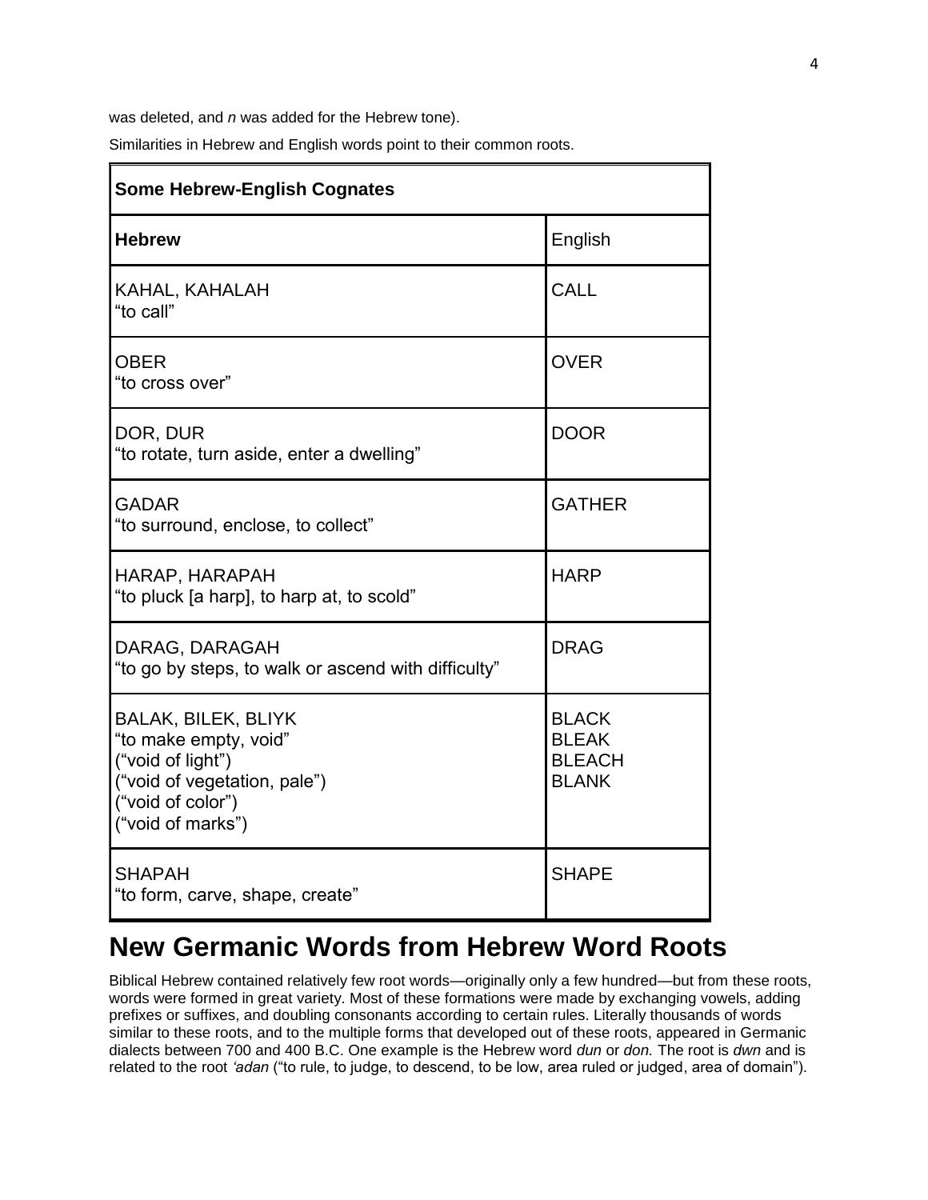was deleted, and *n* was added for the Hebrew tone).

Similarities in Hebrew and English words point to their common roots.

| **Some Hebrew-English Cognates** | |
|---|---|
| **Hebrew** | English |
| KAHAL, KAHALAH<br>"to call" | CALL |
| OBER<br>"to cross over" | OVER |
| DOR, DUR<br>"to rotate, turn aside, enter a dwelling" | DOOR |
| GADAR<br>"to surround, enclose, to collect" | GATHER |
| HARAP, HARAPAH<br>"to pluck [a harp], to harp at, to scold" | HARP |
| DARAG, DARAGAH<br>"to go by steps, to walk or ascend with difficulty" | DRAG |
| BALAK, BILEK, BLIYK<br>"to make empty, void"<br>("void of light")<br>("void of vegetation, pale")<br>("void of color")<br>("void of marks") | BLACK<br>BLEAK<br>BLEACH<br>BLANK |
| SHAPAH<br>"to form, carve, shape, create" | SHAPE |

# New Germanic Words from Hebrew Word Roots

Biblical Hebrew contained relatively few root words—originally only a few hundred—but from these roots, words were formed in great variety. Most of these formations were made by exchanging vowels, adding prefixes or suffixes, and doubling consonants according to certain rules. Literally thousands of words similar to these roots, and to the multiple forms that developed out of these roots, appeared in Germanic dialects between 700 and 400 B.C. One example is the Hebrew word *dun* or *don.* The root is *dwn* and is related to the root *'adan* ("to rule, to judge, to descend, to be low, area ruled or judged, area of domain").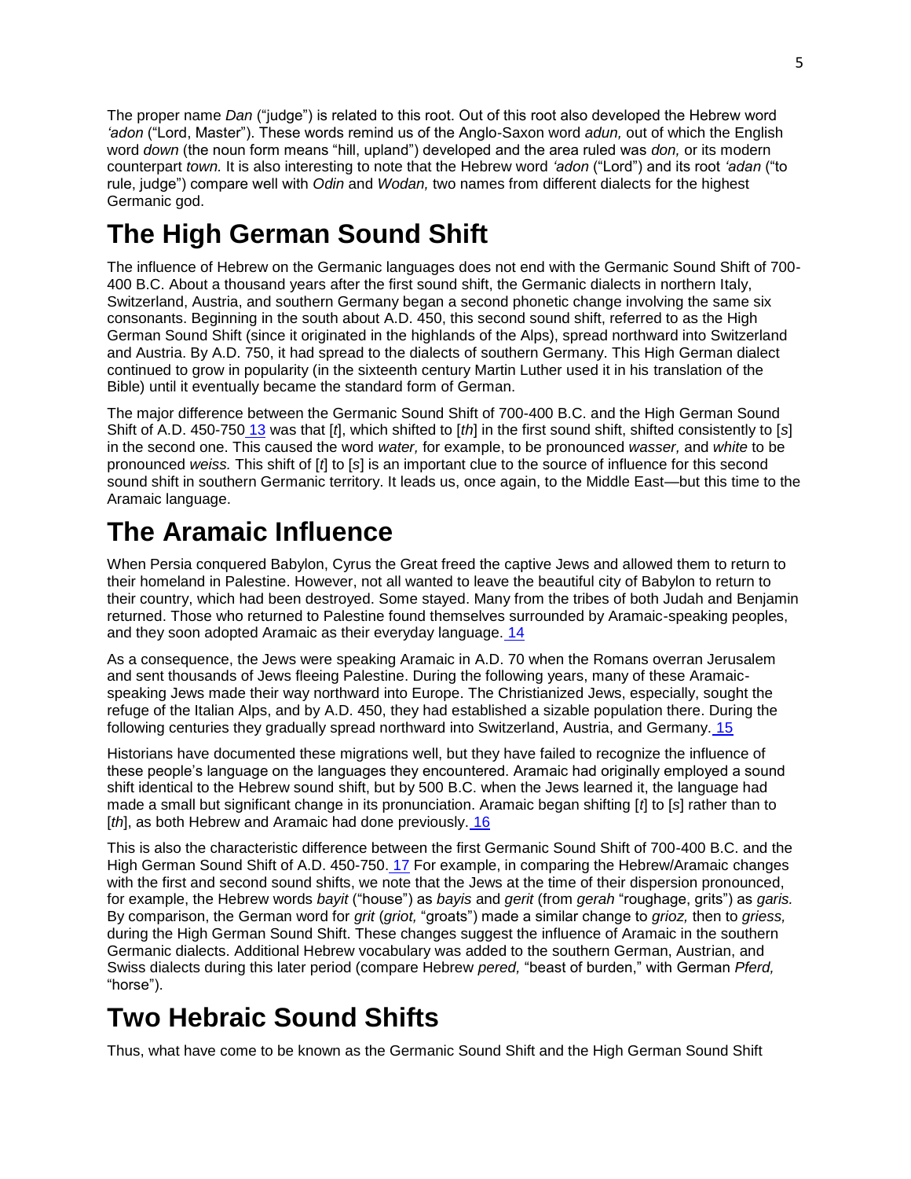The proper name *Dan* ("judge") is related to this root. Out of this root also developed the Hebrew word *'adon* ("Lord, Master"). These words remind us of the Anglo-Saxon word *adun,* out of which the English word *down* (the noun form means "hill, upland") developed and the area ruled was *don,* or its modern counterpart *town.* It is also interesting to note that the Hebrew word *'adon* ("Lord") and its root *'adan* ("to rule, judge") compare well with *Odin* and *Wodan,* two names from different dialects for the highest Germanic god.

# The High German Sound Shift

The influence of Hebrew on the Germanic languages does not end with the Germanic Sound Shift of 700-400 B.C. About a thousand years after the first sound shift, the Germanic dialects in northern Italy, Switzerland, Austria, and southern Germany began a second phonetic change involving the same six consonants. Beginning in the south about A.D. 450, this second sound shift, referred to as the High German Sound Shift (since it originated in the highlands of the Alps), spread northward into Switzerland and Austria. By A.D. 750, it had spread to the dialects of southern Germany. This High German dialect continued to grow in popularity (in the sixteenth century Martin Luther used it in his translation of the Bible) until it eventually became the standard form of German.

The major difference between the Germanic Sound Shift of 700-400 B.C. and the High German Sound Shift of A.D. 450-750 [13] was that [*t*], which shifted to [*th*] in the first sound shift, shifted consistently to [*s*] in the second one. This caused the word *water,* for example, to be pronounced *wasser,* and *white* to be pronounced *weiss.* This shift of [*t*] to [*s*] is an important clue to the source of influence for this second sound shift in southern Germanic territory. It leads us, once again, to the Middle East—but this time to the Aramaic language.

# The Aramaic Influence

When Persia conquered Babylon, Cyrus the Great freed the captive Jews and allowed them to return to their homeland in Palestine. However, not all wanted to leave the beautiful city of Babylon to return to their country, which had been destroyed. Some stayed. Many from the tribes of both Judah and Benjamin returned. Those who returned to Palestine found themselves surrounded by Aramaic-speaking peoples, and they soon adopted Aramaic as their everyday language. [14]

As a consequence, the Jews were speaking Aramaic in A.D. 70 when the Romans overran Jerusalem and sent thousands of Jews fleeing Palestine. During the following years, many of these Aramaic-speaking Jews made their way northward into Europe. The Christianized Jews, especially, sought the refuge of the Italian Alps, and by A.D. 450, they had established a sizable population there. During the following centuries they gradually spread northward into Switzerland, Austria, and Germany. [15]

Historians have documented these migrations well, but they have failed to recognize the influence of these people's language on the languages they encountered. Aramaic had originally employed a sound shift identical to the Hebrew sound shift, but by 500 B.C. when the Jews learned it, the language had made a small but significant change in its pronunciation. Aramaic began shifting [*t*] to [*s*] rather than to [*th*], as both Hebrew and Aramaic had done previously. [16]

This is also the characteristic difference between the first Germanic Sound Shift of 700-400 B.C. and the High German Sound Shift of A.D. 450-750. [17] For example, in comparing the Hebrew/Aramaic changes with the first and second sound shifts, we note that the Jews at the time of their dispersion pronounced, for example, the Hebrew words *bayit* ("house") as *bayis* and *gerit* (from *gerah* "roughage, grits") as *garis.* By comparison, the German word for *grit* (*griot,* "groats") made a similar change to *grioz,* then to *griess,* during the High German Sound Shift. These changes suggest the influence of Aramaic in the southern Germanic dialects. Additional Hebrew vocabulary was added to the southern German, Austrian, and Swiss dialects during this later period (compare Hebrew *pered,* "beast of burden," with German *Pferd,* "horse").

# Two Hebraic Sound Shifts

Thus, what have come to be known as the Germanic Sound Shift and the High German Sound Shift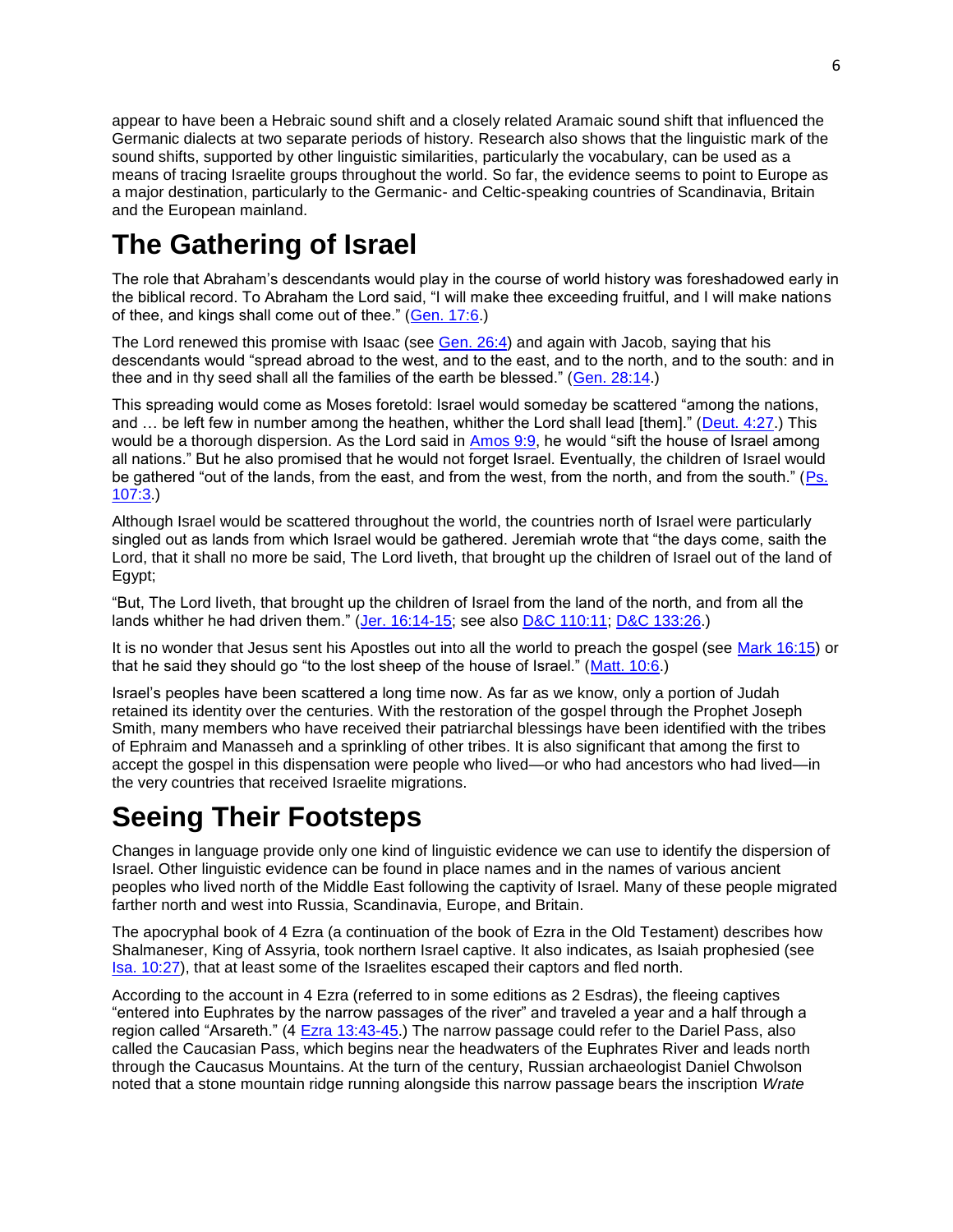appear to have been a Hebraic sound shift and a closely related Aramaic sound shift that influenced the Germanic dialects at two separate periods of history. Research also shows that the linguistic mark of the sound shifts, supported by other linguistic similarities, particularly the vocabulary, can be used as a means of tracing Israelite groups throughout the world. So far, the evidence seems to point to Europe as a major destination, particularly to the Germanic- and Celtic-speaking countries of Scandinavia, Britain and the European mainland.

# The Gathering of Israel

The role that Abraham's descendants would play in the course of world history was foreshadowed early in the biblical record. To Abraham the Lord said, "I will make thee exceeding fruitful, and I will make nations of thee, and kings shall come out of thee." (Gen. 17:6.)

The Lord renewed this promise with Isaac (see Gen. 26:4) and again with Jacob, saying that his descendants would "spread abroad to the west, and to the east, and to the north, and to the south: and in thee and in thy seed shall all the families of the earth be blessed." (Gen. 28:14.)

This spreading would come as Moses foretold: Israel would someday be scattered "among the nations, and … be left few in number among the heathen, whither the Lord shall lead [them]." (Deut. 4:27.) This would be a thorough dispersion. As the Lord said in Amos 9:9, he would "sift the house of Israel among all nations." But he also promised that he would not forget Israel. Eventually, the children of Israel would be gathered "out of the lands, from the east, and from the west, from the north, and from the south." (Ps. 107:3.)

Although Israel would be scattered throughout the world, the countries north of Israel were particularly singled out as lands from which Israel would be gathered. Jeremiah wrote that "the days come, saith the Lord, that it shall no more be said, The Lord liveth, that brought up the children of Israel out of the land of Egypt;

"But, The Lord liveth, that brought up the children of Israel from the land of the north, and from all the lands whither he had driven them." (Jer. 16:14-15; see also D&C 110:11; D&C 133:26.)

It is no wonder that Jesus sent his Apostles out into all the world to preach the gospel (see Mark 16:15) or that he said they should go "to the lost sheep of the house of Israel." (Matt. 10:6.)

Israel's peoples have been scattered a long time now. As far as we know, only a portion of Judah retained its identity over the centuries. With the restoration of the gospel through the Prophet Joseph Smith, many members who have received their patriarchal blessings have been identified with the tribes of Ephraim and Manasseh and a sprinkling of other tribes. It is also significant that among the first to accept the gospel in this dispensation were people who lived—or who had ancestors who had lived—in the very countries that received Israelite migrations.

# Seeing Their Footsteps

Changes in language provide only one kind of linguistic evidence we can use to identify the dispersion of Israel. Other linguistic evidence can be found in place names and in the names of various ancient peoples who lived north of the Middle East following the captivity of Israel. Many of these people migrated farther north and west into Russia, Scandinavia, Europe, and Britain.

The apocryphal book of 4 Ezra (a continuation of the book of Ezra in the Old Testament) describes how Shalmaneser, King of Assyria, took northern Israel captive. It also indicates, as Isaiah prophesied (see Isa. 10:27), that at least some of the Israelites escaped their captors and fled north.

According to the account in 4 Ezra (referred to in some editions as 2 Esdras), the fleeing captives "entered into Euphrates by the narrow passages of the river" and traveled a year and a half through a region called "Arsareth." (4 Ezra 13:43-45.) The narrow passage could refer to the Dariel Pass, also called the Caucasian Pass, which begins near the headwaters of the Euphrates River and leads north through the Caucasus Mountains. At the turn of the century, Russian archaeologist Daniel Chwolson noted that a stone mountain ridge running alongside this narrow passage bears the inscription *Wrate*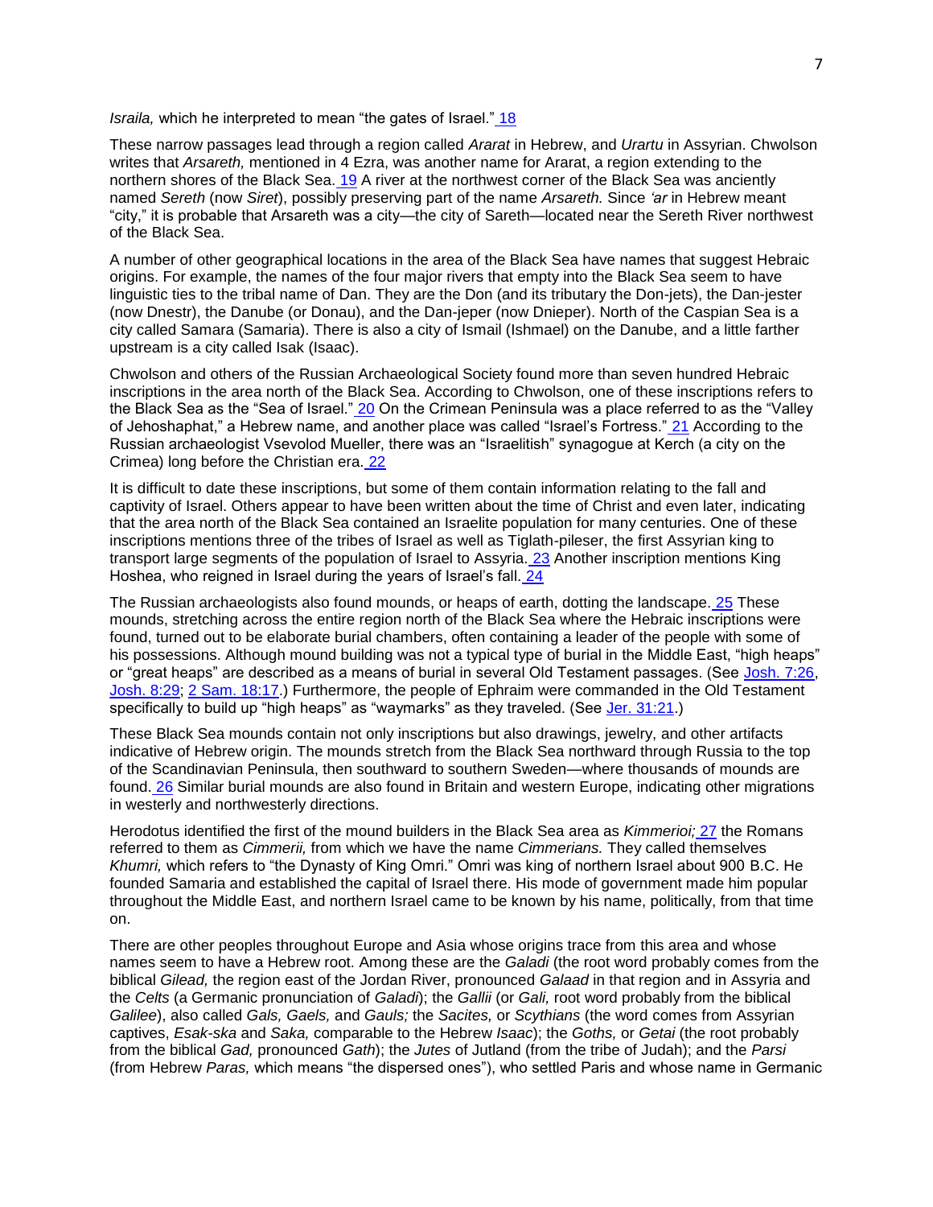*Israila,* which he interpreted to mean "the gates of Israel." [18]

These narrow passages lead through a region called *Ararat* in Hebrew, and *Urartu* in Assyrian. Chwolson writes that *Arsareth,* mentioned in 4 Ezra, was another name for Ararat, a region extending to the northern shores of the Black Sea. [19] A river at the northwest corner of the Black Sea was anciently named *Sereth* (now *Siret*), possibly preserving part of the name *Arsareth.* Since *'ar* in Hebrew meant "city," it is probable that Arsareth was a city—the city of Sareth—located near the Sereth River northwest of the Black Sea.

A number of other geographical locations in the area of the Black Sea have names that suggest Hebraic origins. For example, the names of the four major rivers that empty into the Black Sea seem to have linguistic ties to the tribal name of Dan. They are the Don (and its tributary the Don-jets), the Dan-jester (now Dnestr), the Danube (or Donau), and the Dan-jeper (now Dnieper). North of the Caspian Sea is a city called Samara (Samaria). There is also a city of Ismail (Ishmael) on the Danube, and a little farther upstream is a city called Isak (Isaac).

Chwolson and others of the Russian Archaeological Society found more than seven hundred Hebraic inscriptions in the area north of the Black Sea. According to Chwolson, one of these inscriptions refers to the Black Sea as the "Sea of Israel." [20] On the Crimean Peninsula was a place referred to as the "Valley of Jehoshaphat," a Hebrew name, and another place was called "Israel's Fortress." [21] According to the Russian archaeologist Vsevolod Mueller, there was an "Israelitish" synagogue at Kerch (a city on the Crimea) long before the Christian era. [22]

It is difficult to date these inscriptions, but some of them contain information relating to the fall and captivity of Israel. Others appear to have been written about the time of Christ and even later, indicating that the area north of the Black Sea contained an Israelite population for many centuries. One of these inscriptions mentions three of the tribes of Israel as well as Tiglath-pileser, the first Assyrian king to transport large segments of the population of Israel to Assyria. [23] Another inscription mentions King Hoshea, who reigned in Israel during the years of Israel's fall. [24]

The Russian archaeologists also found mounds, or heaps of earth, dotting the landscape. [25] These mounds, stretching across the entire region north of the Black Sea where the Hebraic inscriptions were found, turned out to be elaborate burial chambers, often containing a leader of the people with some of his possessions. Although mound building was not a typical type of burial in the Middle East, "high heaps" or "great heaps" are described as a means of burial in several Old Testament passages. (See Josh. 7:26, Josh. 8:29; 2 Sam. 18:17.) Furthermore, the people of Ephraim were commanded in the Old Testament specifically to build up "high heaps" as "waymarks" as they traveled. (See Jer. 31:21.)

These Black Sea mounds contain not only inscriptions but also drawings, jewelry, and other artifacts indicative of Hebrew origin. The mounds stretch from the Black Sea northward through Russia to the top of the Scandinavian Peninsula, then southward to southern Sweden—where thousands of mounds are found. [26] Similar burial mounds are also found in Britain and western Europe, indicating other migrations in westerly and northwesterly directions.

Herodotus identified the first of the mound builders in the Black Sea area as *Kimmerioi;* [27] the Romans referred to them as *Cimmerii,* from which we have the name *Cimmerians.* They called themselves *Khumri,* which refers to "the Dynasty of King Omri." Omri was king of northern Israel about 900 B.C. He founded Samaria and established the capital of Israel there. His mode of government made him popular throughout the Middle East, and northern Israel came to be known by his name, politically, from that time on.

There are other peoples throughout Europe and Asia whose origins trace from this area and whose names seem to have a Hebrew root. Among these are the *Galadi* (the root word probably comes from the biblical *Gilead,* the region east of the Jordan River, pronounced *Galaad* in that region and in Assyria and the *Celts* (a Germanic pronunciation of *Galadi*); the *Gallii* (or *Gali,* root word probably from the biblical *Galilee*), also called *Gals, Gaels,* and *Gauls;* the *Sacites,* or *Scythians* (the word comes from Assyrian captives, *Esak-ska* and *Saka,* comparable to the Hebrew *Isaac*); the *Goths,* or *Getai* (the root probably from the biblical *Gad,* pronounced *Gath*); the *Jutes* of Jutland (from the tribe of Judah); and the *Parsi* (from Hebrew *Paras,* which means "the dispersed ones"), who settled Paris and whose name in Germanic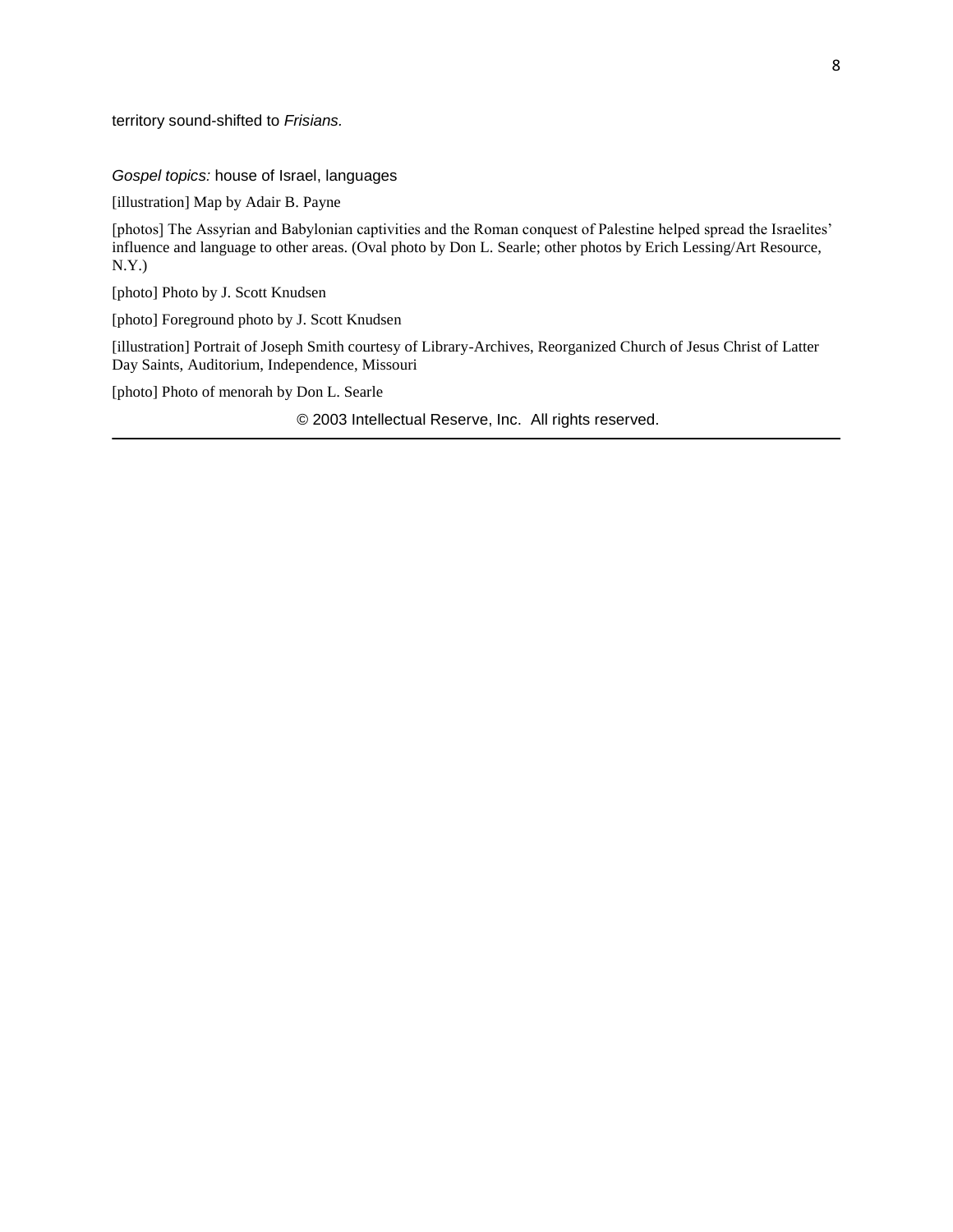territory sound-shifted to *Frisians.*

*Gospel topics:* house of Israel, languages

[illustration] Map by Adair B. Payne

[photos] The Assyrian and Babylonian captivities and the Roman conquest of Palestine helped spread the Israelites' influence and language to other areas. (Oval photo by Don L. Searle; other photos by Erich Lessing/Art Resource, N.Y.)

[photo] Photo by J. Scott Knudsen

[photo] Foreground photo by J. Scott Knudsen

[illustration] Portrait of Joseph Smith courtesy of Library-Archives, Reorganized Church of Jesus Christ of Latter Day Saints, Auditorium, Independence, Missouri

[photo] Photo of menorah by Don L. Searle

© 2003 Intellectual Reserve, Inc. All rights reserved.